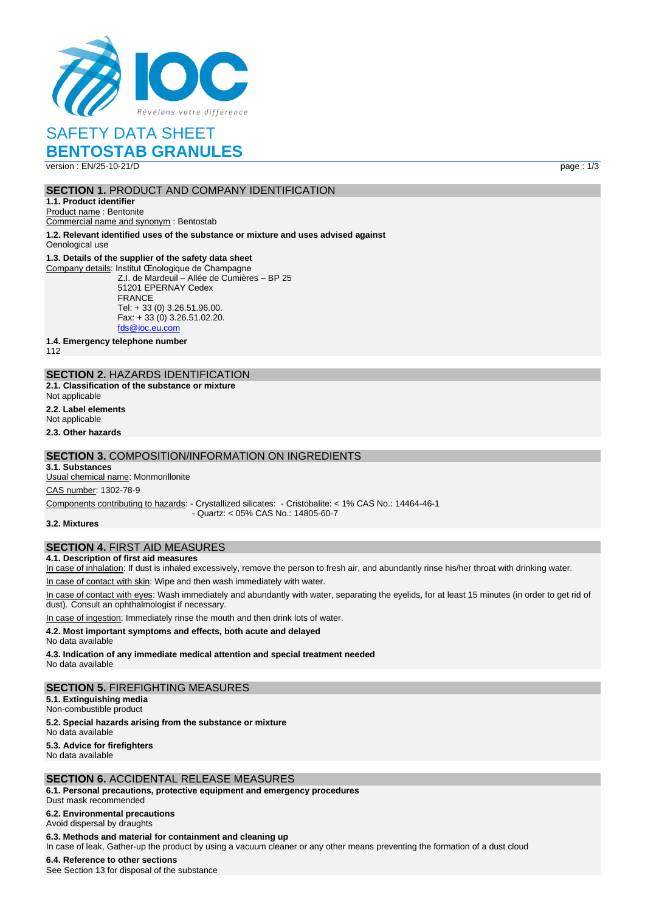# SAFETY DATA SHEET
# BENTOSTAB GRANULES

version : EN/25-10-21/D

## SECTION 1. PRODUCT AND COMPANY IDENTIFICATION

**1.1. Product identifier**

Product name : Bentonite

Commercial name and synonym : Bentostab

**1.2. Relevant identified uses of the substance or mixture and uses advised against**

Oenological use

**1.3. Details of the supplier of the safety data sheet**

Company details: Institut Œnologique de Champagne
Z.I. de Mardeuil – Allée de Cumières – BP 25
51201 EPERNAY Cedex
FRANCE
Tel: + 33 (0) 3.26.51.96.00.
Fax: + 33 (0) 3.26.51.02.20.
fds@ioc.eu.com

**1.4. Emergency telephone number**

112

## SECTION 2. HAZARDS IDENTIFICATION

**2.1. Classification of the substance or mixture**

Not applicable

**2.2. Label elements**

Not applicable

**2.3. Other hazards**

## SECTION 3. COMPOSITION/INFORMATION ON INGREDIENTS

**3.1. Substances**

Usual chemical name: Monmorillonite

CAS number: 1302-78-9

Components contributing to hazards: - Crystallized silicates: - Cristobalite: < 1% CAS No.: 14464-46-1
- Quartz: < 05% CAS No.: 14805-60-7

**3.2. Mixtures**

## SECTION 4. FIRST AID MEASURES

**4.1. Description of first aid measures**

In case of inhalation: If dust is inhaled excessively, remove the person to fresh air, and abundantly rinse his/her throat with drinking water.

In case of contact with skin: Wipe and then wash immediately with water.

In case of contact with eyes: Wash immediately and abundantly with water, separating the eyelids, for at least 15 minutes (in order to get rid of dust). Consult an ophthalmologist if necessary.

In case of ingestion: Immediately rinse the mouth and then drink lots of water.

**4.2. Most important symptoms and effects, both acute and delayed**

No data available

**4.3. Indication of any immediate medical attention and special treatment needed**

No data available

## SECTION 5. FIREFIGHTING MEASURES

**5.1. Extinguishing media**

Non-combustible product

**5.2. Special hazards arising from the substance or mixture**

No data available

**5.3. Advice for firefighters**

No data available

## SECTION 6. ACCIDENTAL RELEASE MEASURES

**6.1. Personal precautions, protective equipment and emergency procedures**

Dust mask recommended

**6.2. Environmental precautions**

Avoid dispersal by draughts

**6.3. Methods and material for containment and cleaning up**

In case of leak, Gather-up the product by using a vacuum cleaner or any other means preventing the formation of a dust cloud

**6.4. Reference to other sections**

See Section 13 for disposal of the substance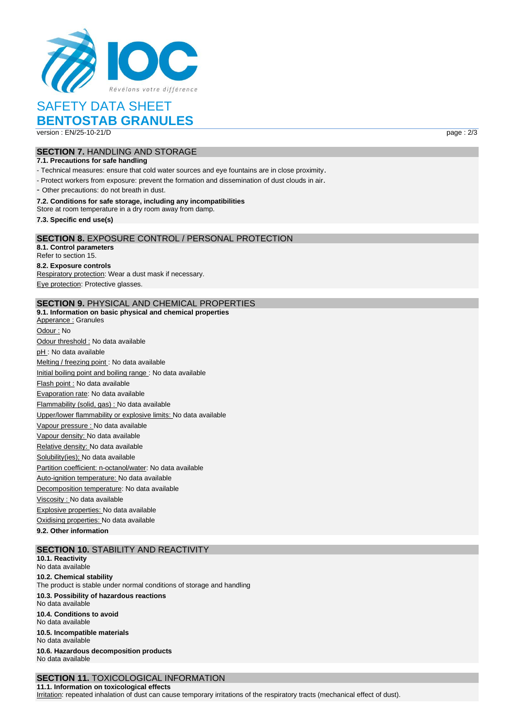## SECTION 7. HANDLING AND STORAGE

**7.1. Precautions for safe handling**

- Technical measures: ensure that cold water sources and eye fountains are in close proximity.
- Protect workers from exposure: prevent the formation and dissemination of dust clouds in air.
- Other precautions: do not breath in dust.

**7.2. Conditions for safe storage, including any incompatibilities**

Store at room temperature in a dry room away from damp.

**7.3. Specific end use(s)**

## SECTION 8. EXPOSURE CONTROL / PERSONAL PROTECTION

**8.1. Control parameters**

Refer to section 15.

**8.2. Exposure controls**

Respiratory protection: Wear a dust mask if necessary.

Eye protection: Protective glasses.

## SECTION 9. PHYSICAL AND CHEMICAL PROPERTIES

**9.1. Information on basic physical and chemical properties**

Apperance : Granules

Odour : No

Odour threshold : No data available

pH : No data available

Melting / freezing point : No data available

Initial boiling point and boiling range : No data available

Flash point : No data available

Evaporation rate: No data available

Flammability (solid, gas) : No data available

Upper/lower flammability or explosive limits: No data available

Vapour pressure : No data available

Vapour density: No data available

Relative density: No data available

Solubility(ies); No data available

Partition coefficient: n-octanol/water: No data available

Auto-ignition temperature: No data available

Decomposition temperature: No data available

Viscosity : No data available

Explosive properties: No data available

Oxidising properties: No data available

**9.2. Other information**

## SECTION 10. STABILITY AND REACTIVITY

**10.1. Reactivity**

No data available

**10.2. Chemical stability**

The product is stable under normal conditions of storage and handling

**10.3. Possibility of hazardous reactions**

No data available

**10.4. Conditions to avoid**

No data available

**10.5. Incompatible materials**

No data available

**10.6. Hazardous decomposition products**

No data available

## SECTION 11. TOXICOLOGICAL INFORMATION

**11.1. Information on toxicological effects**

Irritation: repeated inhalation of dust can cause temporary irritations of the respiratory tracts (mechanical effect of dust).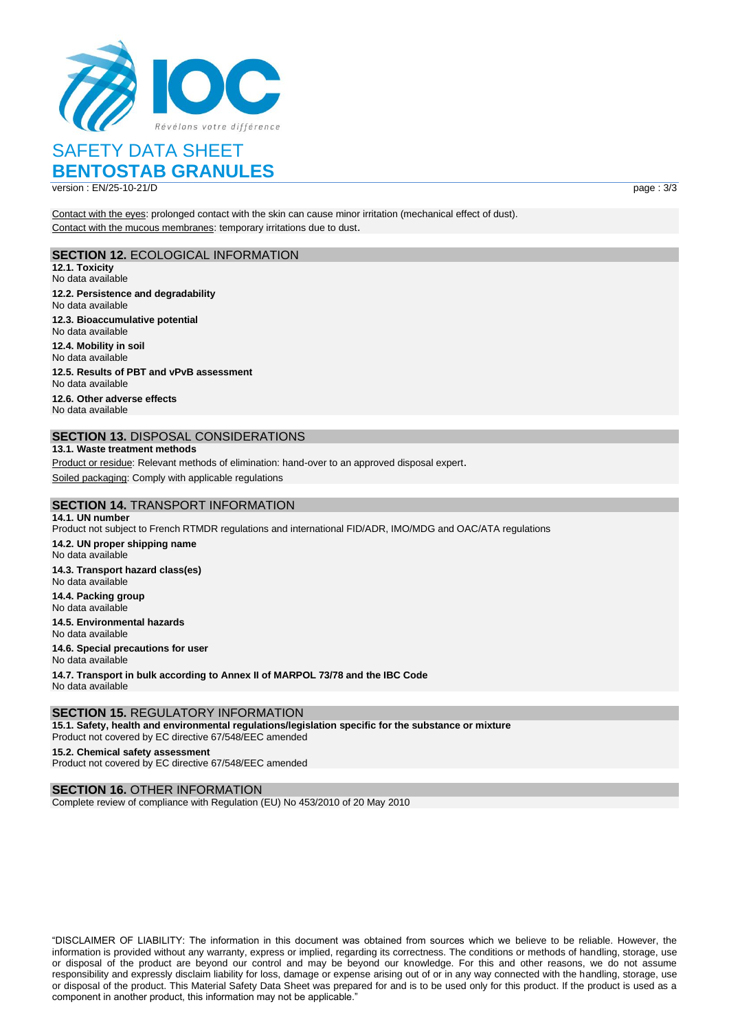Contact with the eyes: prolonged contact with the skin can cause minor irritation (mechanical effect of dust).
Contact with the mucous membranes: temporary irritations due to dust.

## SECTION 12. ECOLOGICAL INFORMATION

**12.1. Toxicity**
No data available

**12.2. Persistence and degradability**
No data available

**12.3. Bioaccumulative potential**
No data available

**12.4. Mobility in soil**
No data available

**12.5. Results of PBT and vPvB assessment**
No data available

**12.6. Other adverse effects**
No data available

## SECTION 13. DISPOSAL CONSIDERATIONS

**13.1. Waste treatment methods**

Product or residue: Relevant methods of elimination: hand-over to an approved disposal expert.

Soiled packaging: Comply with applicable regulations

## SECTION 14. TRANSPORT INFORMATION

**14.1. UN number**
Product not subject to French RTMDR regulations and international FID/ADR, IMO/MDG and OAC/ATA regulations

**14.2. UN proper shipping name**
No data available

**14.3. Transport hazard class(es)**
No data available

**14.4. Packing group**
No data available

**14.5. Environmental hazards**
No data available

**14.6. Special precautions for user**
No data available

**14.7. Transport in bulk according to Annex II of MARPOL 73/78 and the IBC Code**
No data available

## SECTION 15. REGULATORY INFORMATION

**15.1. Safety, health and environmental regulations/legislation specific for the substance or mixture**
Product not covered by EC directive 67/548/EEC amended

**15.2. Chemical safety assessment**
Product not covered by EC directive 67/548/EEC amended

## SECTION 16. OTHER INFORMATION

Complete review of compliance with Regulation (EU) No 453/2010 of 20 May 2010

"DISCLAIMER OF LIABILITY: The information in this document was obtained from sources which we believe to be reliable. However, the information is provided without any warranty, express or implied, regarding its correctness. The conditions or methods of handling, storage, use or disposal of the product are beyond our control and may be beyond our knowledge. For this and other reasons, we do not assume responsibility and expressly disclaim liability for loss, damage or expense arising out of or in any way connected with the handling, storage, use or disposal of the product. This Material Safety Data Sheet was prepared for and is to be used only for this product. If the product is used as a component in another product, this information may not be applicable."